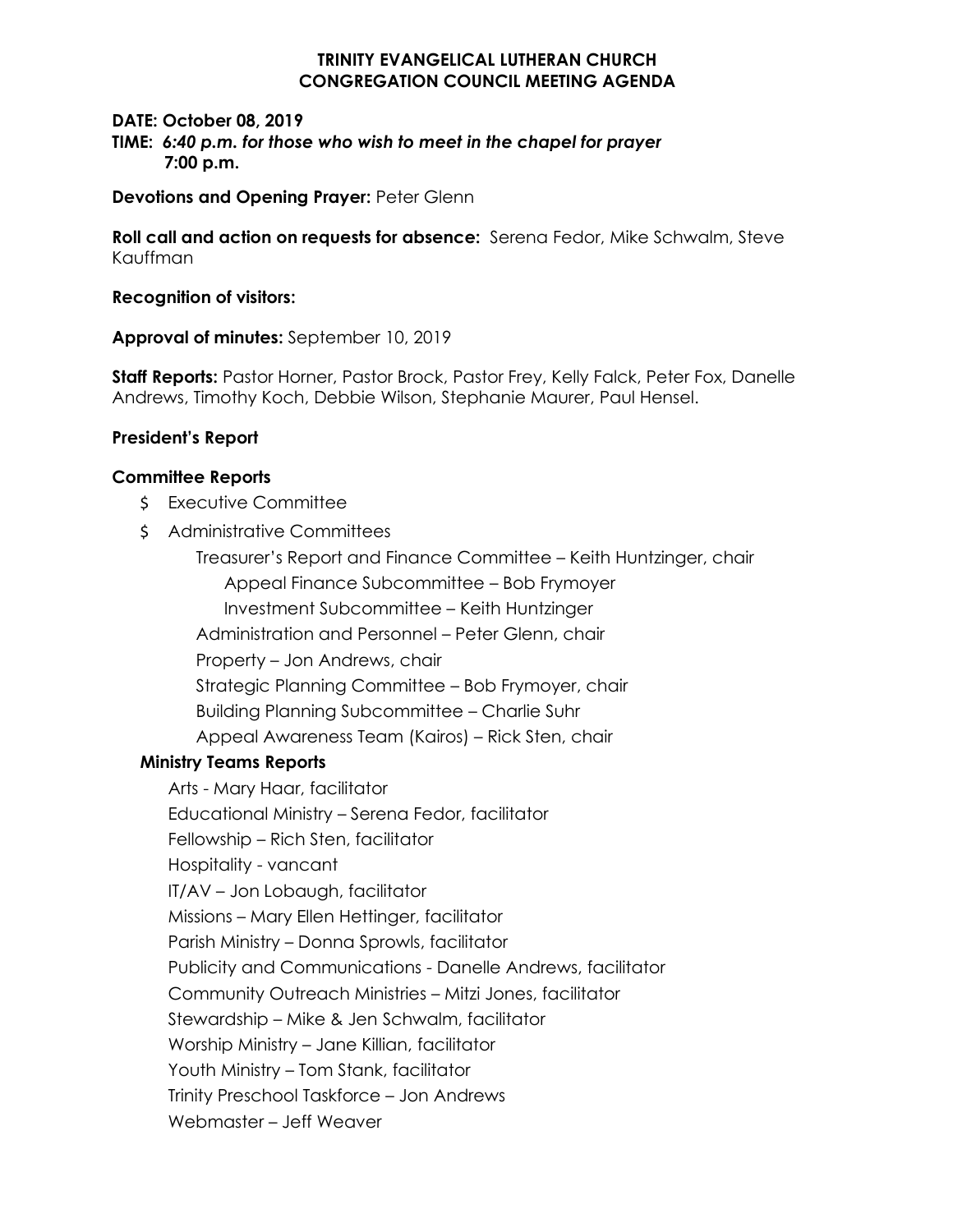# TRINITY EVANGELICAL LUTHERAN CHURCH
# CONGREGATION COUNCIL MEETING AGENDA

**DATE: October 08, 2019**
**TIME:** ***6:40 p.m. for those who wish to meet in the chapel for prayer***
**7:00 p.m.**

**Devotions and Opening Prayer:** Peter Glenn

**Roll call and action on requests for absence:** Serena Fedor, Mike Schwalm, Steve Kauffman

**Recognition of visitors:**

**Approval of minutes:** September 10, 2019

**Staff Reports:** Pastor Horner, Pastor Brock, Pastor Frey, Kelly Falck, Peter Fox, Danelle Andrews, Timothy Koch, Debbie Wilson, Stephanie Maurer, Paul Hensel.

**President's Report**

**Committee Reports**

- $ Executive Committee
- $ Administrative Committees
  - Treasurer's Report and Finance Committee – Keith Huntzinger, chair
    - Appeal Finance Subcommittee – Bob Frymoyer
    - Investment Subcommittee – Keith Huntzinger
  - Administration and Personnel – Peter Glenn, chair
  - Property – Jon Andrews, chair
  - Strategic Planning Committee – Bob Frymoyer, chair
  - Building Planning Subcommittee – Charlie Suhr
  - Appeal Awareness Team (Kairos) – Rick Sten, chair

**Ministry Teams Reports**

- Arts - Mary Haar, facilitator
- Educational Ministry – Serena Fedor, facilitator
- Fellowship – Rich Sten, facilitator
- Hospitality - vancant
- IT/AV – Jon Lobaugh, facilitator
- Missions – Mary Ellen Hettinger, facilitator
- Parish Ministry – Donna Sprowls, facilitator
- Publicity and Communications - Danelle Andrews, facilitator
- Community Outreach Ministries – Mitzi Jones, facilitator
- Stewardship – Mike & Jen Schwalm, facilitator
- Worship Ministry – Jane Killian, facilitator
- Youth Ministry – Tom Stank, facilitator
- Trinity Preschool Taskforce – Jon Andrews
- Webmaster – Jeff Weaver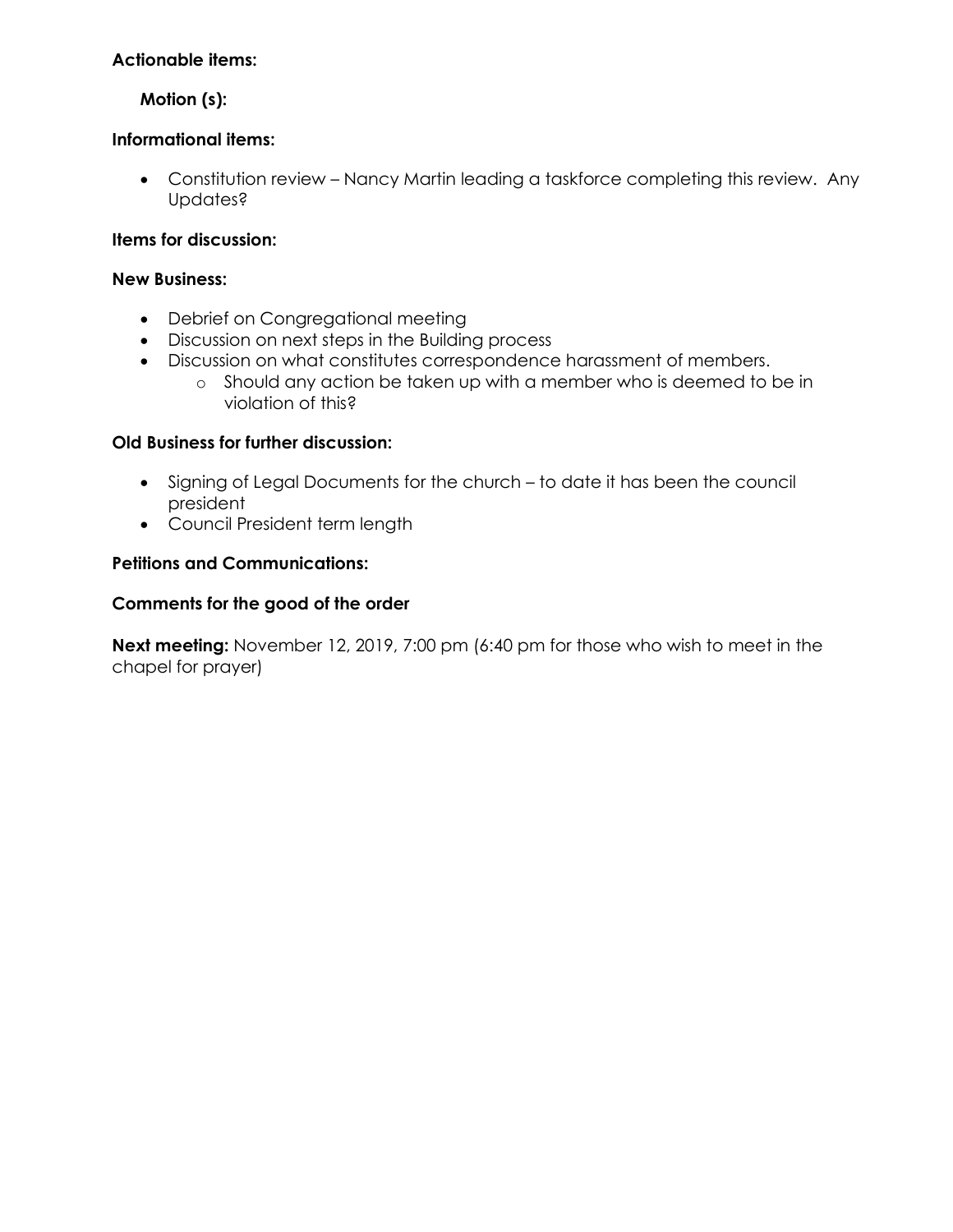**Actionable items:**

**Motion (s):**

**Informational items:**

- Constitution review – Nancy Martin leading a taskforce completing this review. Any Updates?

**Items for discussion:**

**New Business:**

- Debrief on Congregational meeting
- Discussion on next steps in the Building process
- Discussion on what constitutes correspondence harassment of members.
  - Should any action be taken up with a member who is deemed to be in violation of this?

**Old Business for further discussion:**

- Signing of Legal Documents for the church – to date it has been the council president
- Council President term length

**Petitions and Communications:**

**Comments for the good of the order**

**Next meeting:** November 12, 2019, 7:00 pm (6:40 pm for those who wish to meet in the chapel for prayer)